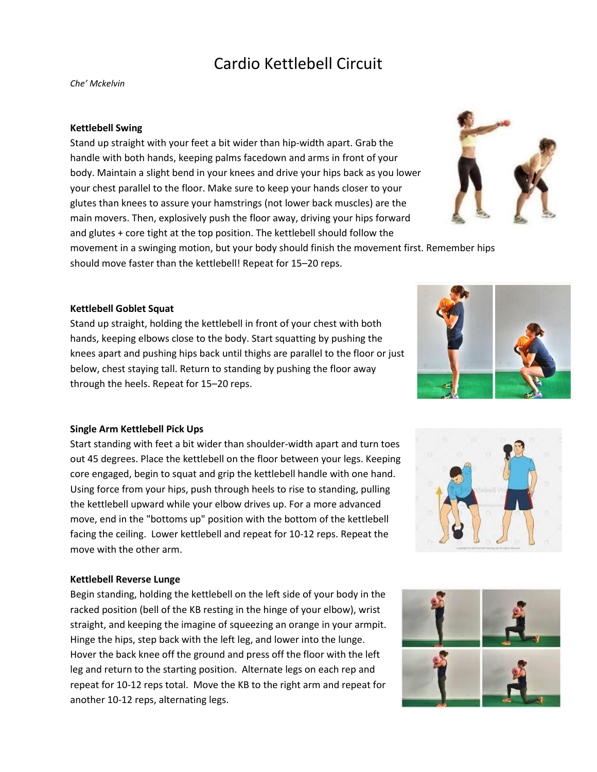# Cardio Kettlebell Circuit

*Che' Mckelvin*

**Kettlebell Swing**

Stand up straight with your feet a bit wider than hip-width apart. Grab the handle with both hands, keeping palms facedown and arms in front of your body. Maintain a slight bend in your knees and drive your hips back as you lower your chest parallel to the floor. Make sure to keep your hands closer to your glutes than knees to assure your hamstrings (not lower back muscles) are the main movers. Then, explosively push the floor away, driving your hips forward and glutes + core tight at the top position. The kettlebell should follow the movement in a swinging motion, but your body should finish the movement first. Remember hips should move faster than the kettlebell! Repeat for 15–20 reps.

**Kettlebell Goblet Squat**

Stand up straight, holding the kettlebell in front of your chest with both hands, keeping elbows close to the body. Start squatting by pushing the knees apart and pushing hips back until thighs are parallel to the floor or just below, chest staying tall. Return to standing by pushing the floor away through the heels. Repeat for 15–20 reps.

**Single Arm Kettlebell Pick Ups**

Start standing with feet a bit wider than shoulder-width apart and turn toes out 45 degrees. Place the kettlebell on the floor between your legs. Keeping core engaged, begin to squat and grip the kettlebell handle with one hand. Using force from your hips, push through heels to rise to standing, pulling the kettlebell upward while your elbow drives up. For a more advanced move, end in the "bottoms up" position with the bottom of the kettlebell facing the ceiling. Lower kettlebell and repeat for 10-12 reps. Repeat the move with the other arm.

**Kettlebell Reverse Lunge**

Begin standing, holding the kettlebell on the left side of your body in the racked position (bell of the KB resting in the hinge of your elbow), wrist straight, and keeping the imagine of squeezing an orange in your armpit. Hinge the hips, step back with the left leg, and lower into the lunge. Hover the back knee off the ground and press off the floor with the left leg and return to the starting position. Alternate legs on each rep and repeat for 10-12 reps total. Move the KB to the right arm and repeat for another 10-12 reps, alternating legs.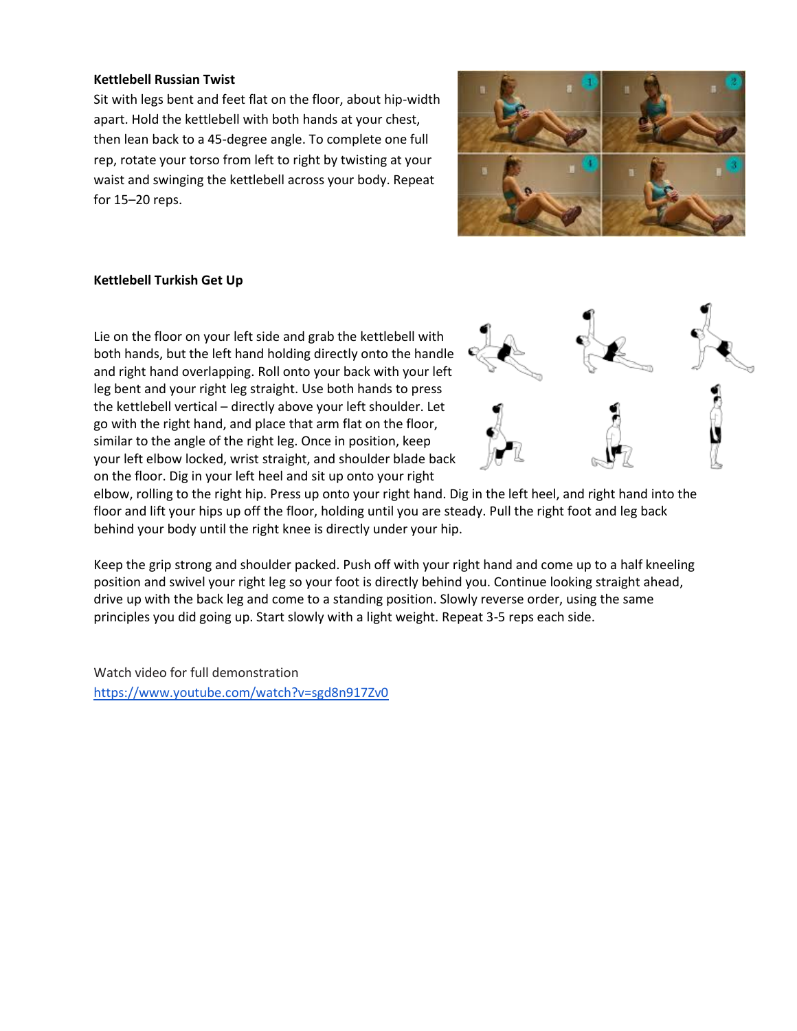**Kettlebell Russian Twist**

Sit with legs bent and feet flat on the floor, about hip-width apart. Hold the kettlebell with both hands at your chest, then lean back to a 45-degree angle. To complete one full rep, rotate your torso from left to right by twisting at your waist and swinging the kettlebell across your body. Repeat for 15–20 reps.

**Kettlebell Turkish Get Up**

Lie on the floor on your left side and grab the kettlebell with both hands, but the left hand holding directly onto the handle and right hand overlapping. Roll onto your back with your left leg bent and your right leg straight. Use both hands to press the kettlebell vertical – directly above your left shoulder. Let go with the right hand, and place that arm flat on the floor, similar to the angle of the right leg. Once in position, keep your left elbow locked, wrist straight, and shoulder blade back on the floor. Dig in your left heel and sit up onto your right elbow, rolling to the right hip. Press up onto your right hand. Dig in the left heel, and right hand into the floor and lift your hips up off the floor, holding until you are steady. Pull the right foot and leg back behind your body until the right knee is directly under your hip.

Keep the grip strong and shoulder packed. Push off with your right hand and come up to a half kneeling position and swivel your right leg so your foot is directly behind you. Continue looking straight ahead, drive up with the back leg and come to a standing position. Slowly reverse order, using the same principles you did going up. Start slowly with a light weight. Repeat 3-5 reps each side.

Watch video for full demonstration
https://www.youtube.com/watch?v=sgd8n917Zv0